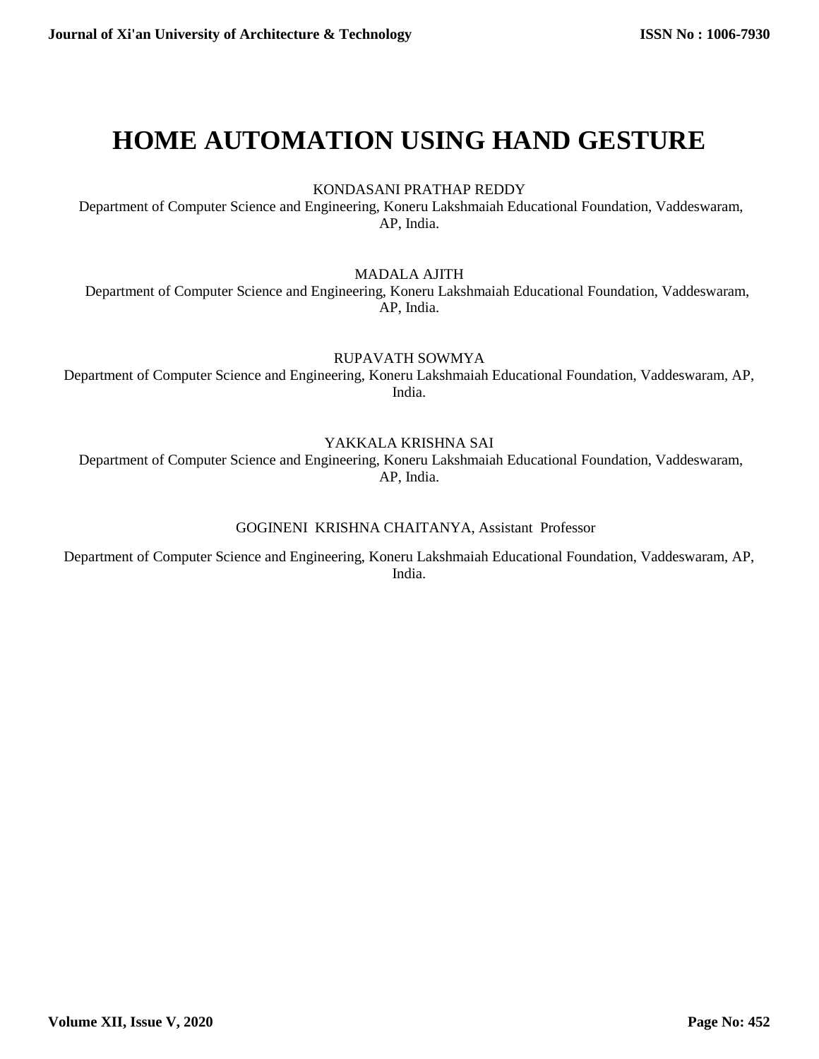# HOME AUTOMATION USING HAND GESTURE

KONDASANI PRATHAP REDDY

Department of Computer Science and Engineering, Koneru Lakshmaiah Educational Foundation, Vaddeswaram, AP, India.

MADALA AJITH

Department of Computer Science and Engineering, Koneru Lakshmaiah Educational Foundation, Vaddeswaram, AP, India.

RUPAVATH SOWMYA

Department of Computer Science and Engineering, Koneru Lakshmaiah Educational Foundation, Vaddeswaram, AP, India.

YAKKALA KRISHNA SAI

Department of Computer Science and Engineering, Koneru Lakshmaiah Educational Foundation, Vaddeswaram, AP, India.

GOGINENI KRISHNA CHAITANYA, Assistant Professor

Department of Computer Science and Engineering, Koneru Lakshmaiah Educational Foundation, Vaddeswaram, AP, India.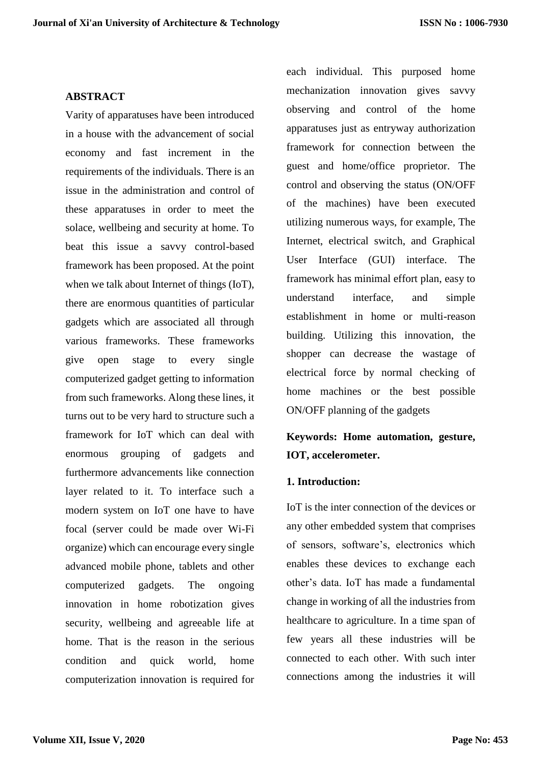## ABSTRACT

Varity of apparatuses have been introduced in a house with the advancement of social economy and fast increment in the requirements of the individuals. There is an issue in the administration and control of these apparatuses in order to meet the solace, wellbeing and security at home. To beat this issue a savvy control-based framework has been proposed. At the point when we talk about Internet of things (IoT), there are enormous quantities of particular gadgets which are associated all through various frameworks. These frameworks give open stage to every single computerized gadget getting to information from such frameworks. Along these lines, it turns out to be very hard to structure such a framework for IoT which can deal with enormous grouping of gadgets and furthermore advancements like connection layer related to it. To interface such a modern system on IoT one have to have focal (server could be made over Wi-Fi organize) which can encourage every single advanced mobile phone, tablets and other computerized gadgets. The ongoing innovation in home robotization gives security, wellbeing and agreeable life at home. That is the reason in the serious condition and quick world, home computerization innovation is required for each individual. This purposed home mechanization innovation gives savvy observing and control of the home apparatuses just as entryway authorization framework for connection between the guest and home/office proprietor. The control and observing the status (ON/OFF of the machines) have been executed utilizing numerous ways, for example, The Internet, electrical switch, and Graphical User Interface (GUI) interface. The framework has minimal effort plan, easy to understand interface, and simple establishment in home or multi-reason building. Utilizing this innovation, the shopper can decrease the wastage of electrical force by normal checking of home machines or the best possible ON/OFF planning of the gadgets

**Keywords: Home automation, gesture, IOT, accelerometer.**

## 1. Introduction:

IoT is the inter connection of the devices or any other embedded system that comprises of sensors, software's, electronics which enables these devices to exchange each other's data. IoT has made a fundamental change in working of all the industries from healthcare to agriculture. In a time span of few years all these industries will be connected to each other. With such inter connections among the industries it will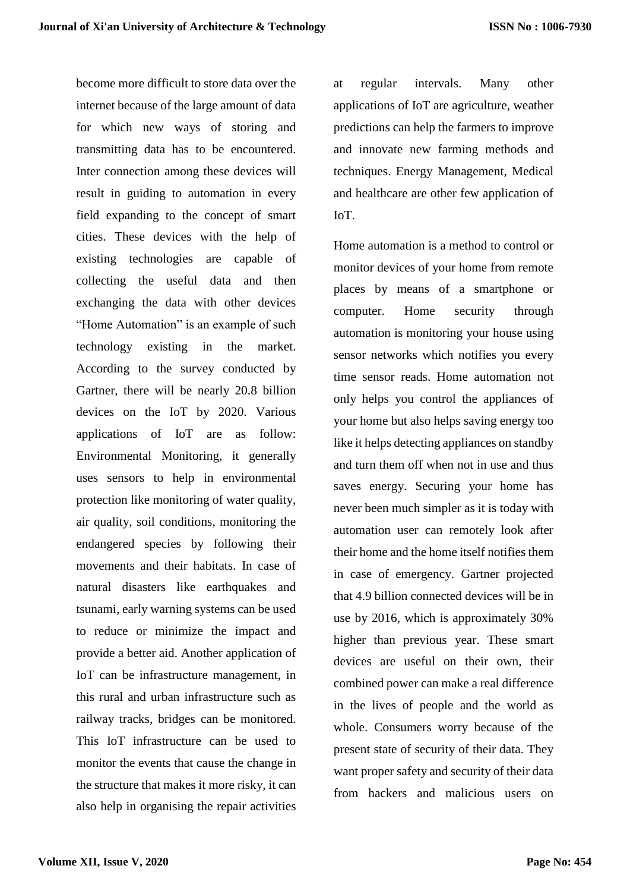become more difficult to store data over the internet because of the large amount of data for which new ways of storing and transmitting data has to be encountered. Inter connection among these devices will result in guiding to automation in every field expanding to the concept of smart cities. These devices with the help of existing technologies are capable of collecting the useful data and then exchanging the data with other devices "Home Automation" is an example of such technology existing in the market. According to the survey conducted by Gartner, there will be nearly 20.8 billion devices on the IoT by 2020. Various applications of IoT are as follow: Environmental Monitoring, it generally uses sensors to help in environmental protection like monitoring of water quality, air quality, soil conditions, monitoring the endangered species by following their movements and their habitats. In case of natural disasters like earthquakes and tsunami, early warning systems can be used to reduce or minimize the impact and provide a better aid. Another application of IoT can be infrastructure management, in this rural and urban infrastructure such as railway tracks, bridges can be monitored. This IoT infrastructure can be used to monitor the events that cause the change in the structure that makes it more risky, it can also help in organising the repair activities at regular intervals. Many other applications of IoT are agriculture, weather predictions can help the farmers to improve and innovate new farming methods and techniques. Energy Management, Medical and healthcare are other few application of IoT.

Home automation is a method to control or monitor devices of your home from remote places by means of a smartphone or computer. Home security through automation is monitoring your house using sensor networks which notifies you every time sensor reads. Home automation not only helps you control the appliances of your home but also helps saving energy too like it helps detecting appliances on standby and turn them off when not in use and thus saves energy. Securing your home has never been much simpler as it is today with automation user can remotely look after their home and the home itself notifies them in case of emergency. Gartner projected that 4.9 billion connected devices will be in use by 2016, which is approximately 30% higher than previous year. These smart devices are useful on their own, their combined power can make a real difference in the lives of people and the world as whole. Consumers worry because of the present state of security of their data. They want proper safety and security of their data from hackers and malicious users on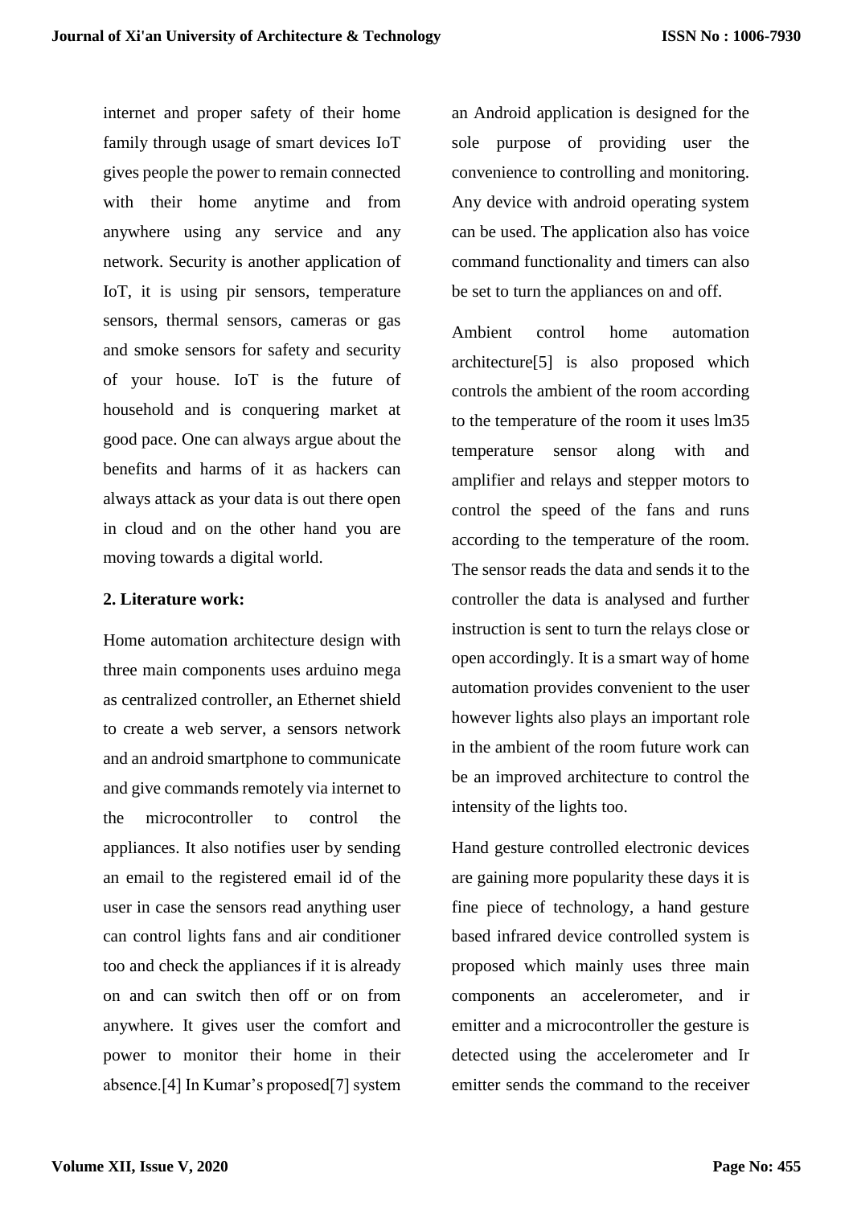internet and proper safety of their home family through usage of smart devices IoT gives people the power to remain connected with their home anytime and from anywhere using any service and any network. Security is another application of IoT, it is using pir sensors, temperature sensors, thermal sensors, cameras or gas and smoke sensors for safety and security of your house. IoT is the future of household and is conquering market at good pace. One can always argue about the benefits and harms of it as hackers can always attack as your data is out there open in cloud and on the other hand you are moving towards a digital world.

## 2. Literature work:

Home automation architecture design with three main components uses arduino mega as centralized controller, an Ethernet shield to create a web server, a sensors network and an android smartphone to communicate and give commands remotely via internet to the microcontroller to control the appliances. It also notifies user by sending an email to the registered email id of the user in case the sensors read anything user can control lights fans and air conditioner too and check the appliances if it is already on and can switch then off or on from anywhere. It gives user the comfort and power to monitor their home in their absence.[4] In Kumar's proposed[7] system an Android application is designed for the sole purpose of providing user the convenience to controlling and monitoring. Any device with android operating system can be used. The application also has voice command functionality and timers can also be set to turn the appliances on and off.

Ambient control home automation architecture[5] is also proposed which controls the ambient of the room according to the temperature of the room it uses lm35 temperature sensor along with and amplifier and relays and stepper motors to control the speed of the fans and runs according to the temperature of the room. The sensor reads the data and sends it to the controller the data is analysed and further instruction is sent to turn the relays close or open accordingly. It is a smart way of home automation provides convenient to the user however lights also plays an important role in the ambient of the room future work can be an improved architecture to control the intensity of the lights too.

Hand gesture controlled electronic devices are gaining more popularity these days it is fine piece of technology, a hand gesture based infrared device controlled system is proposed which mainly uses three main components an accelerometer, and ir emitter and a microcontroller the gesture is detected using the accelerometer and Ir emitter sends the command to the receiver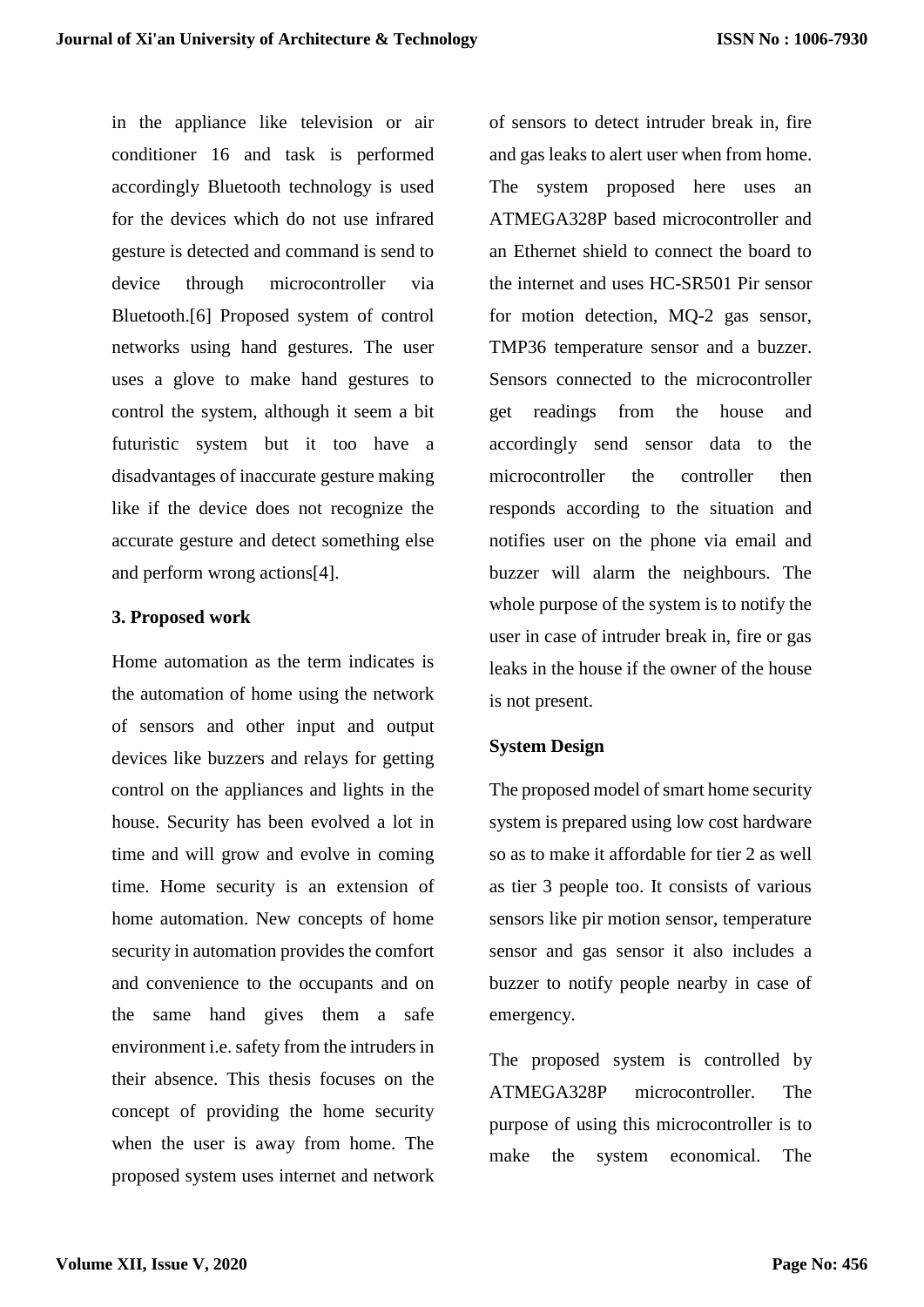in the appliance like television or air conditioner 16 and task is performed accordingly Bluetooth technology is used for the devices which do not use infrared gesture is detected and command is send to device through microcontroller via Bluetooth.[6] Proposed system of control networks using hand gestures. The user uses a glove to make hand gestures to control the system, although it seem a bit futuristic system but it too have a disadvantages of inaccurate gesture making like if the device does not recognize the accurate gesture and detect something else and perform wrong actions[4].

## 3. Proposed work

Home automation as the term indicates is the automation of home using the network of sensors and other input and output devices like buzzers and relays for getting control on the appliances and lights in the house. Security has been evolved a lot in time and will grow and evolve in coming time. Home security is an extension of home automation. New concepts of home security in automation provides the comfort and convenience to the occupants and on the same hand gives them a safe environment i.e. safety from the intruders in their absence. This thesis focuses on the concept of providing the home security when the user is away from home. The proposed system uses internet and network of sensors to detect intruder break in, fire and gas leaks to alert user when from home. The system proposed here uses an ATMEGA328P based microcontroller and an Ethernet shield to connect the board to the internet and uses HC-SR501 Pir sensor for motion detection, MQ-2 gas sensor, TMP36 temperature sensor and a buzzer. Sensors connected to the microcontroller get readings from the house and accordingly send sensor data to the microcontroller the controller then responds according to the situation and notifies user on the phone via email and buzzer will alarm the neighbours. The whole purpose of the system is to notify the user in case of intruder break in, fire or gas leaks in the house if the owner of the house is not present.

### System Design

The proposed model of smart home security system is prepared using low cost hardware so as to make it affordable for tier 2 as well as tier 3 people too. It consists of various sensors like pir motion sensor, temperature sensor and gas sensor it also includes a buzzer to notify people nearby in case of emergency.

The proposed system is controlled by ATMEGA328P microcontroller. The purpose of using this microcontroller is to make the system economical. The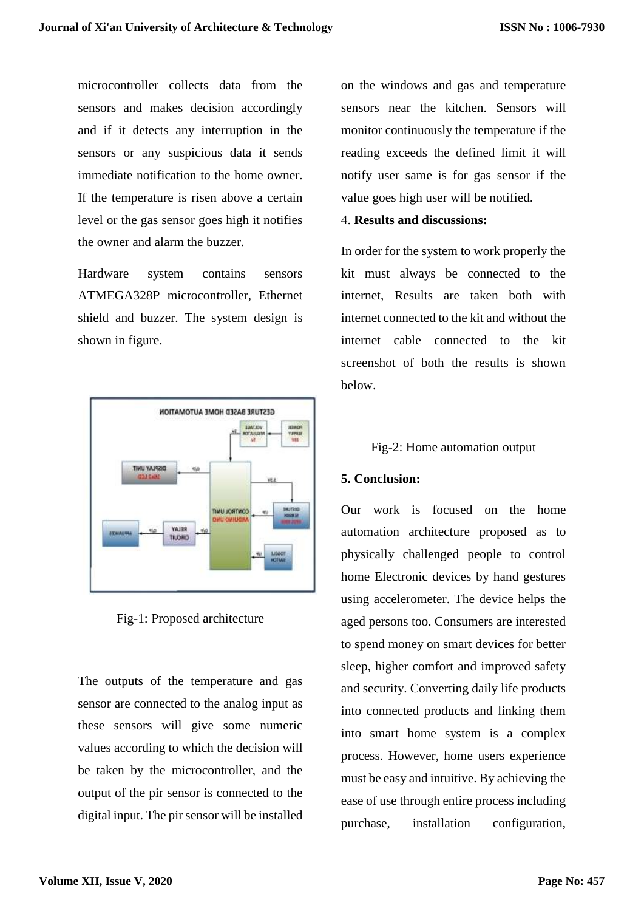microcontroller collects data from the sensors and makes decision accordingly and if it detects any interruption in the sensors or any suspicious data it sends immediate notification to the home owner. If the temperature is risen above a certain level or the gas sensor goes high it notifies the owner and alarm the buzzer.

Hardware system contains sensors ATMEGA328P microcontroller, Ethernet shield and buzzer. The system design is shown in figure.

Fig-1: Proposed architecture

The outputs of the temperature and gas sensor are connected to the analog input as these sensors will give some numeric values according to which the decision will be taken by the microcontroller, and the output of the pir sensor is connected to the digital input. The pir sensor will be installed on the windows and gas and temperature sensors near the kitchen. Sensors will monitor continuously the temperature if the reading exceeds the defined limit it will notify user same is for gas sensor if the value goes high user will be notified.

## 4. Results and discussions:

In order for the system to work properly the kit must always be connected to the internet, Results are taken both with internet connected to the kit and without the internet cable connected to the kit screenshot of both the results is shown below.

Fig-2: Home automation output

## 5. Conclusion:

Our work is focused on the home automation architecture proposed as to physically challenged people to control home Electronic devices by hand gestures using accelerometer. The device helps the aged persons too. Consumers are interested to spend money on smart devices for better sleep, higher comfort and improved safety and security. Converting daily life products into connected products and linking them into smart home system is a complex process. However, home users experience must be easy and intuitive. By achieving the ease of use through entire process including purchase, installation configuration,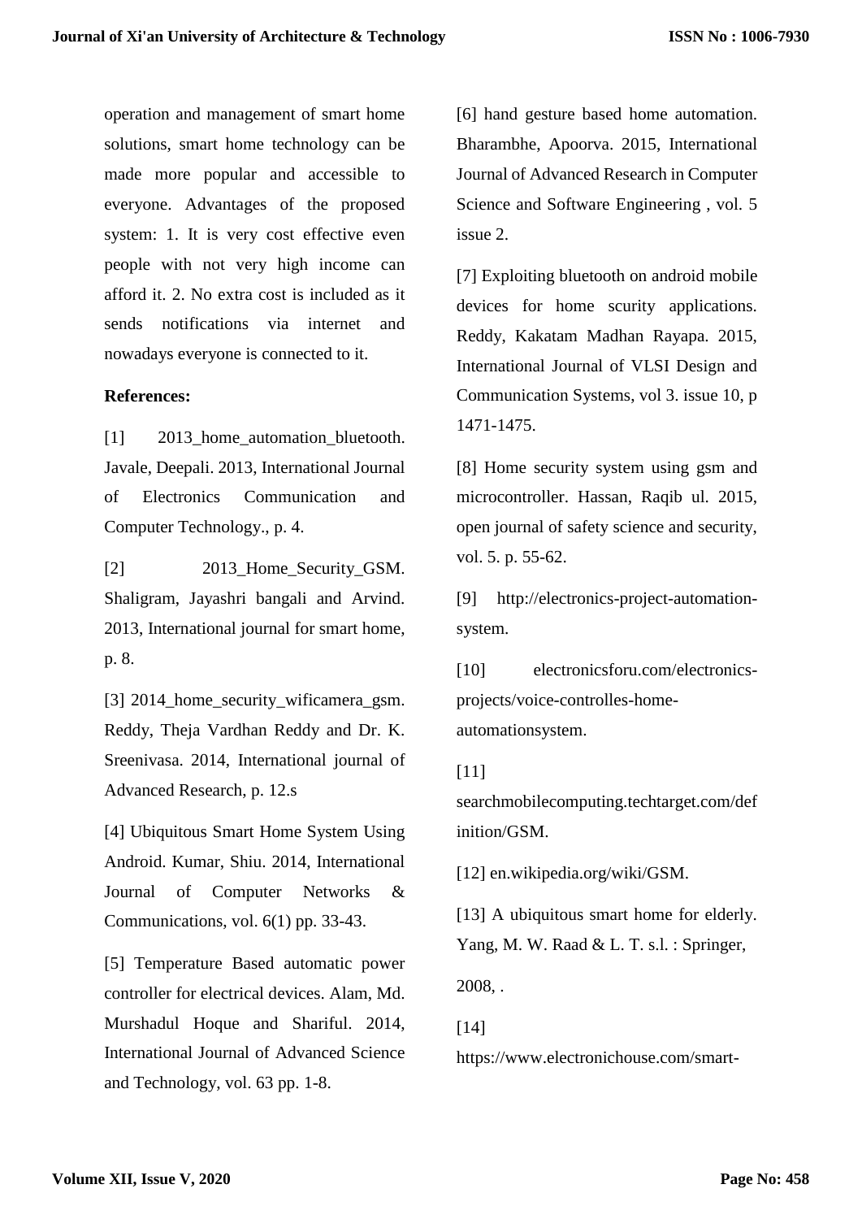operation and management of smart home solutions, smart home technology can be made more popular and accessible to everyone. Advantages of the proposed system: 1. It is very cost effective even people with not very high income can afford it. 2. No extra cost is included as it sends notifications via internet and nowadays everyone is connected to it.

**References:**

[1] 2013_home_automation_bluetooth. Javale, Deepali. 2013, International Journal of Electronics Communication and Computer Technology., p. 4.

[2] 2013_Home_Security_GSM. Shaligram, Jayashri bangali and Arvind. 2013, International journal for smart home, p. 8.

[3] 2014_home_security_wificamera_gsm. Reddy, Theja Vardhan Reddy and Dr. K. Sreenivasa. 2014, International journal of Advanced Research, p. 12.s

[4] Ubiquitous Smart Home System Using Android. Kumar, Shiu. 2014, International Journal of Computer Networks & Communications, vol. 6(1) pp. 33-43.

[5] Temperature Based automatic power controller for electrical devices. Alam, Md. Murshadul Hoque and Shariful. 2014, International Journal of Advanced Science and Technology, vol. 63 pp. 1-8.

[6] hand gesture based home automation. Bharambhe, Apoorva. 2015, International Journal of Advanced Research in Computer Science and Software Engineering , vol. 5 issue 2.

[7] Exploiting bluetooth on android mobile devices for home scurity applications. Reddy, Kakatam Madhan Rayapa. 2015, International Journal of VLSI Design and Communication Systems, vol 3. issue 10, p 1471-1475.

[8] Home security system using gsm and microcontroller. Hassan, Raqib ul. 2015, open journal of safety science and security, vol. 5. p. 55-62.

[9] http://electronics-project-automation-system.

[10] electronicsforu.com/electronics-projects/voice-controlles-home-automationsystem.

[11] searchmobilecomputing.techtarget.com/definition/GSM.

[12] en.wikipedia.org/wiki/GSM.

[13] A ubiquitous smart home for elderly. Yang, M. W. Raad & L. T. s.l. : Springer, 2008, .

[14] https://www.electronichouse.com/smart-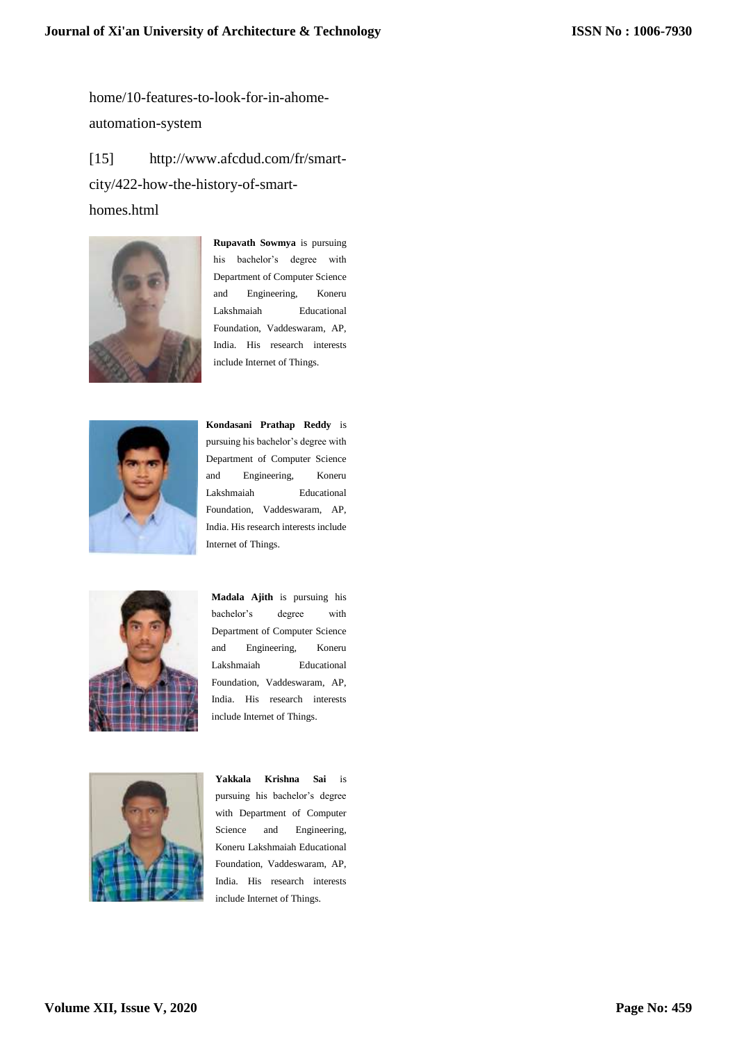home/10-features-to-look-for-in-ahome-automation-system

[15] http://www.afcdud.com/fr/smart-city/422-how-the-history-of-smart-homes.html

**Rupavath Sowmya** is pursuing his bachelor's degree with Department of Computer Science and Engineering, Koneru Lakshmaiah Educational Foundation, Vaddeswaram, AP, India. His research interests include Internet of Things.

**Kondasani Prathap Reddy** is pursuing his bachelor's degree with Department of Computer Science and Engineering, Koneru Lakshmaiah Educational Foundation, Vaddeswaram, AP, India. His research interests include Internet of Things.

**Madala Ajith** is pursuing his bachelor's degree with Department of Computer Science and Engineering, Koneru Lakshmaiah Educational Foundation, Vaddeswaram, AP, India. His research interests include Internet of Things.

**Yakkala Krishna Sai** is pursuing his bachelor's degree with Department of Computer Science and Engineering, Koneru Lakshmaiah Educational Foundation, Vaddeswaram, AP, India. His research interests include Internet of Things.